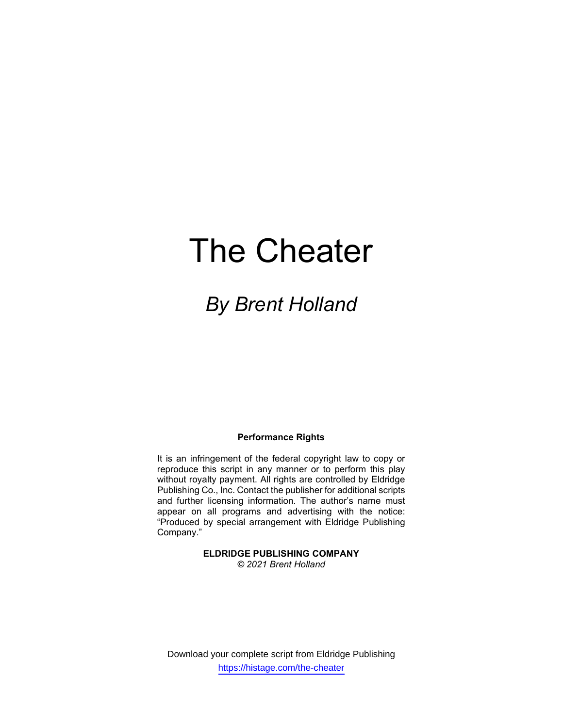# The Cheater

## *By Brent Holland*

**Performance Rights**

It is an infringement of the federal copyright law to copy or reproduce this script in any manner or to perform this play without royalty payment. All rights are controlled by Eldridge Publishing Co., Inc. Contact the publisher for additional scripts and further licensing information. The author's name must appear on all programs and advertising with the notice: "Produced by special arrangement with Eldridge Publishing Company."

**ELDRIDGE PUBLISHING COMPANY**
*© 2021 Brent Holland*

Download your complete script from Eldridge Publishing
https://histage.com/the-cheater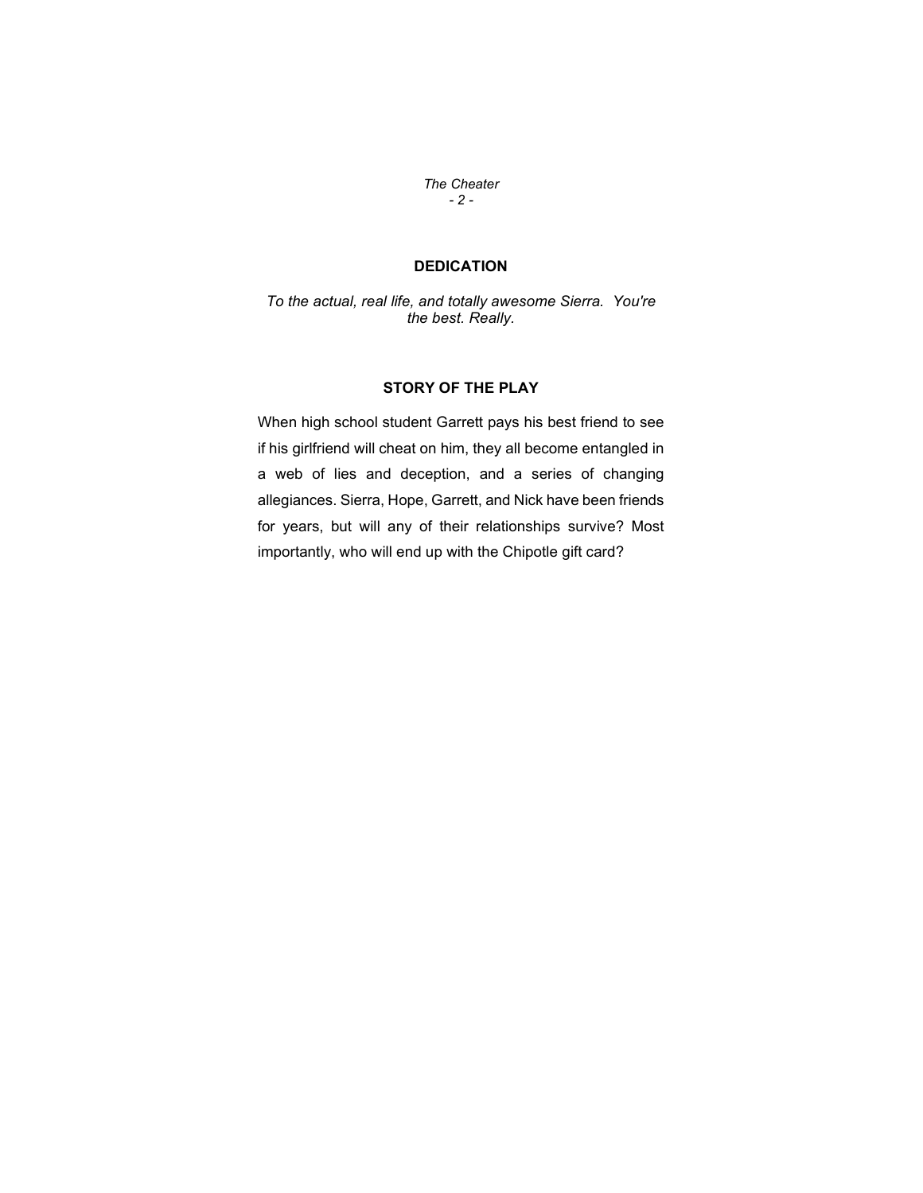## DEDICATION

*To the actual, real life, and totally awesome Sierra. You're the best. Really.*

## STORY OF THE PLAY

When high school student Garrett pays his best friend to see if his girlfriend will cheat on him, they all become entangled in a web of lies and deception, and a series of changing allegiances. Sierra, Hope, Garrett, and Nick have been friends for years, but will any of their relationships survive? Most importantly, who will end up with the Chipotle gift card?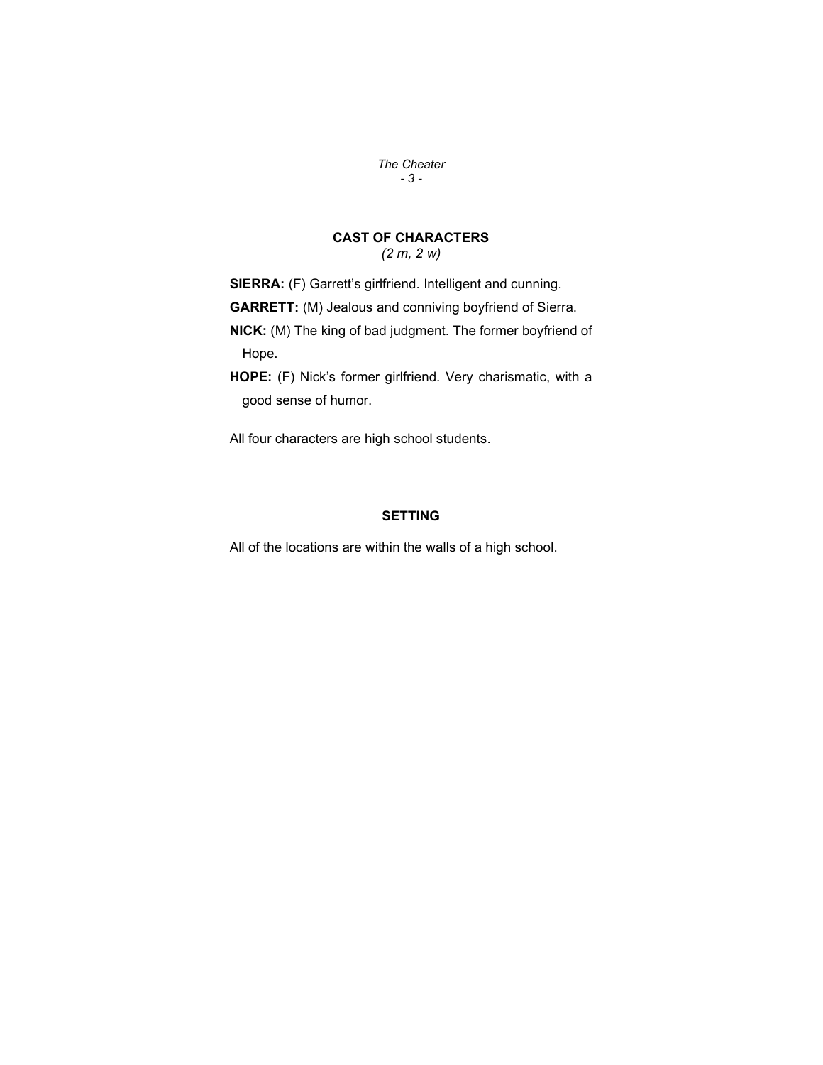## CAST OF CHARACTERS

*(2 m, 2 w)*

**SIERRA:** (F) Garrett's girlfriend. Intelligent and cunning.

**GARRETT:** (M) Jealous and conniving boyfriend of Sierra.

**NICK:** (M) The king of bad judgment. The former boyfriend of Hope.

**HOPE:** (F) Nick's former girlfriend. Very charismatic, with a good sense of humor.

All four characters are high school students.

## SETTING

All of the locations are within the walls of a high school.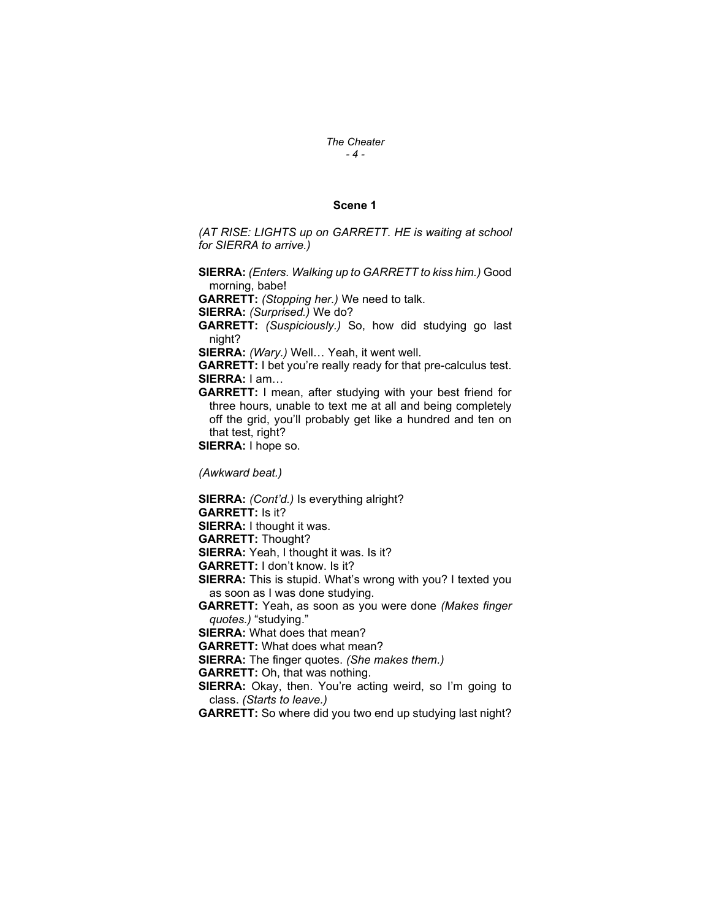## Scene 1

*(AT RISE: LIGHTS up on GARRETT. HE is waiting at school for SIERRA to arrive.)*

**SIERRA:** *(Enters. Walking up to GARRETT to kiss him.)* Good morning, babe!

**GARRETT:** *(Stopping her.)* We need to talk.

**SIERRA:** *(Surprised.)* We do?

**GARRETT:** *(Suspiciously.)* So, how did studying go last night?

**SIERRA:** *(Wary.)* Well… Yeah, it went well.

**GARRETT:** I bet you're really ready for that pre-calculus test.

**SIERRA:** I am…

**GARRETT:** I mean, after studying with your best friend for three hours, unable to text me at all and being completely off the grid, you'll probably get like a hundred and ten on that test, right?

**SIERRA:** I hope so.

*(Awkward beat.)*

**SIERRA:** *(Cont'd.)* Is everything alright?

**GARRETT:** Is it?

**SIERRA:** I thought it was.

**GARRETT:** Thought?

**SIERRA:** Yeah, I thought it was. Is it?

**GARRETT:** I don't know. Is it?

**SIERRA:** This is stupid. What's wrong with you? I texted you as soon as I was done studying.

**GARRETT:** Yeah, as soon as you were done *(Makes finger quotes.)* "studying."

**SIERRA:** What does that mean?

**GARRETT:** What does what mean?

**SIERRA:** The finger quotes. *(She makes them.)*

**GARRETT:** Oh, that was nothing.

**SIERRA:** Okay, then. You're acting weird, so I'm going to class. *(Starts to leave.)*

**GARRETT:** So where did you two end up studying last night?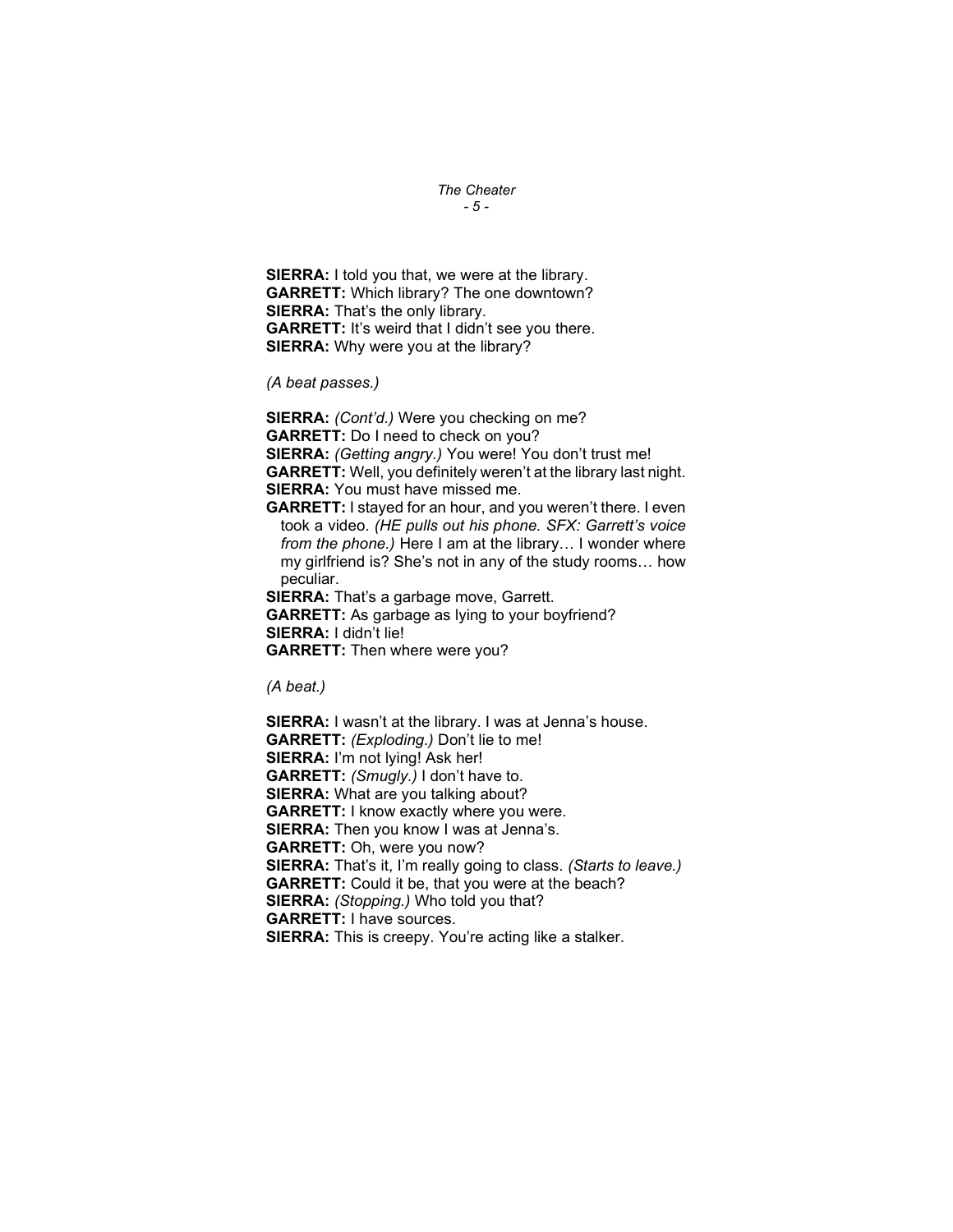**SIERRA:** I told you that, we were at the library.
**GARRETT:** Which library? The one downtown?
**SIERRA:** That's the only library.
**GARRETT:** It's weird that I didn't see you there.
**SIERRA:** Why were you at the library?

*(A beat passes.)*

**SIERRA:** *(Cont'd.)* Were you checking on me?
**GARRETT:** Do I need to check on you?
**SIERRA:** *(Getting angry.)* You were! You don't trust me!
**GARRETT:** Well, you definitely weren't at the library last night.
**SIERRA:** You must have missed me.
**GARRETT:** I stayed for an hour, and you weren't there. I even took a video. *(HE pulls out his phone. SFX: Garrett's voice from the phone.)* Here I am at the library… I wonder where my girlfriend is? She's not in any of the study rooms… how peculiar.
**SIERRA:** That's a garbage move, Garrett.
**GARRETT:** As garbage as lying to your boyfriend?
**SIERRA:** I didn't lie!
**GARRETT:** Then where were you?

*(A beat.)*

**SIERRA:** I wasn't at the library. I was at Jenna's house.
**GARRETT:** *(Exploding.)* Don't lie to me!
**SIERRA:** I'm not lying! Ask her!
**GARRETT:** *(Smugly.)* I don't have to.
**SIERRA:** What are you talking about?
**GARRETT:** I know exactly where you were.
**SIERRA:** Then you know I was at Jenna's.
**GARRETT:** Oh, were you now?
**SIERRA:** That's it, I'm really going to class. *(Starts to leave.)*
**GARRETT:** Could it be, that you were at the beach?
**SIERRA:** *(Stopping.)* Who told you that?
**GARRETT:** I have sources.
**SIERRA:** This is creepy. You're acting like a stalker.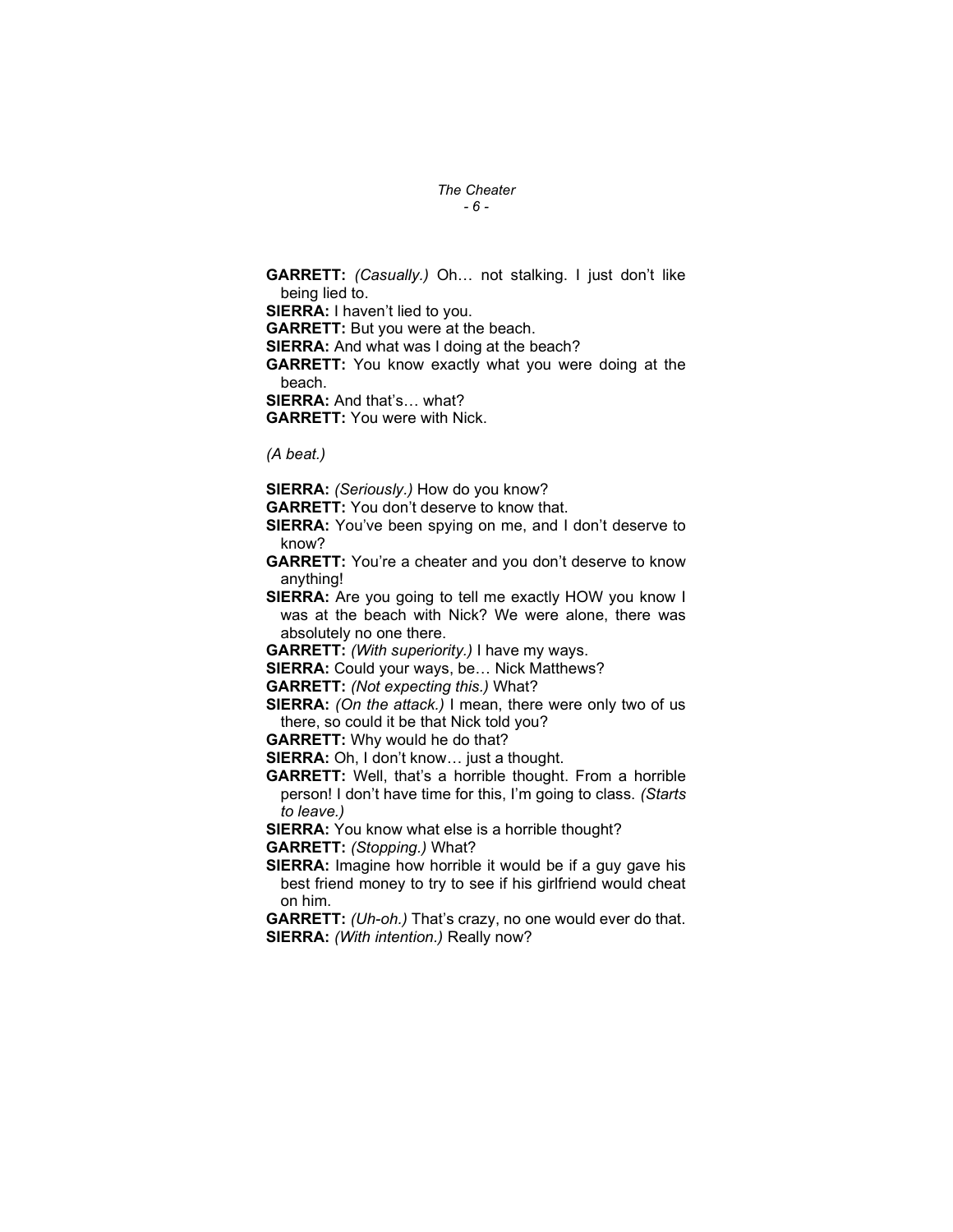**GARRETT:** *(Casually.)* Oh… not stalking. I just don't like being lied to.

**SIERRA:** I haven't lied to you.

**GARRETT:** But you were at the beach.

**SIERRA:** And what was I doing at the beach?

**GARRETT:** You know exactly what you were doing at the beach.

**SIERRA:** And that's… what?

**GARRETT:** You were with Nick.

*(A beat.)*

**SIERRA:** *(Seriously.)* How do you know?

**GARRETT:** You don't deserve to know that.

**SIERRA:** You've been spying on me, and I don't deserve to know?

**GARRETT:** You're a cheater and you don't deserve to know anything!

**SIERRA:** Are you going to tell me exactly HOW you know I was at the beach with Nick? We were alone, there was absolutely no one there.

**GARRETT:** *(With superiority.)* I have my ways.

**SIERRA:** Could your ways, be… Nick Matthews?

**GARRETT:** *(Not expecting this.)* What?

**SIERRA:** *(On the attack.)* I mean, there were only two of us there, so could it be that Nick told you?

**GARRETT:** Why would he do that?

**SIERRA:** Oh, I don't know… just a thought.

**GARRETT:** Well, that's a horrible thought. From a horrible person! I don't have time for this, I'm going to class. *(Starts to leave.)*

**SIERRA:** You know what else is a horrible thought?

**GARRETT:** *(Stopping.)* What?

**SIERRA:** Imagine how horrible it would be if a guy gave his best friend money to try to see if his girlfriend would cheat on him.

**GARRETT:** *(Uh-oh.)* That's crazy, no one would ever do that.

**SIERRA:** *(With intention.)* Really now?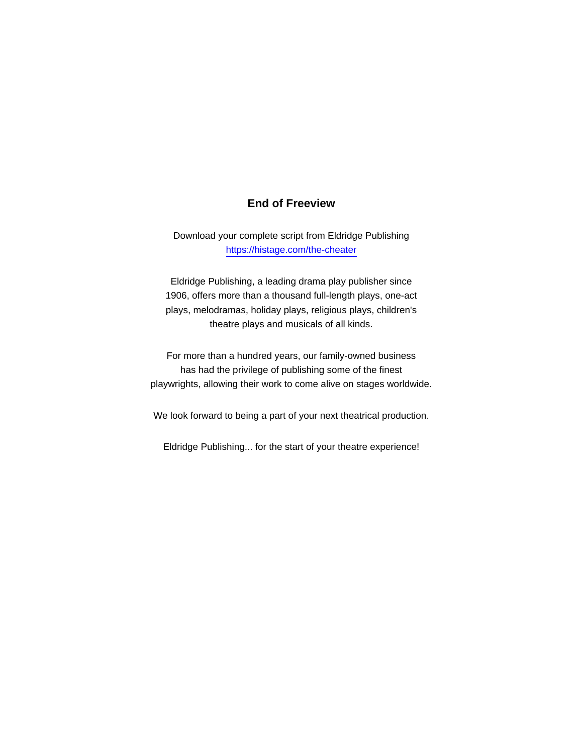**End of Freeview**

Download your complete script from Eldridge Publishing
https://histage.com/the-cheater

Eldridge Publishing, a leading drama play publisher since 1906, offers more than a thousand full-length plays, one-act plays, melodramas, holiday plays, religious plays, children's theatre plays and musicals of all kinds.

For more than a hundred years, our family-owned business has had the privilege of publishing some of the finest playwrights, allowing their work to come alive on stages worldwide.

We look forward to being a part of your next theatrical production.

Eldridge Publishing... for the start of your theatre experience!